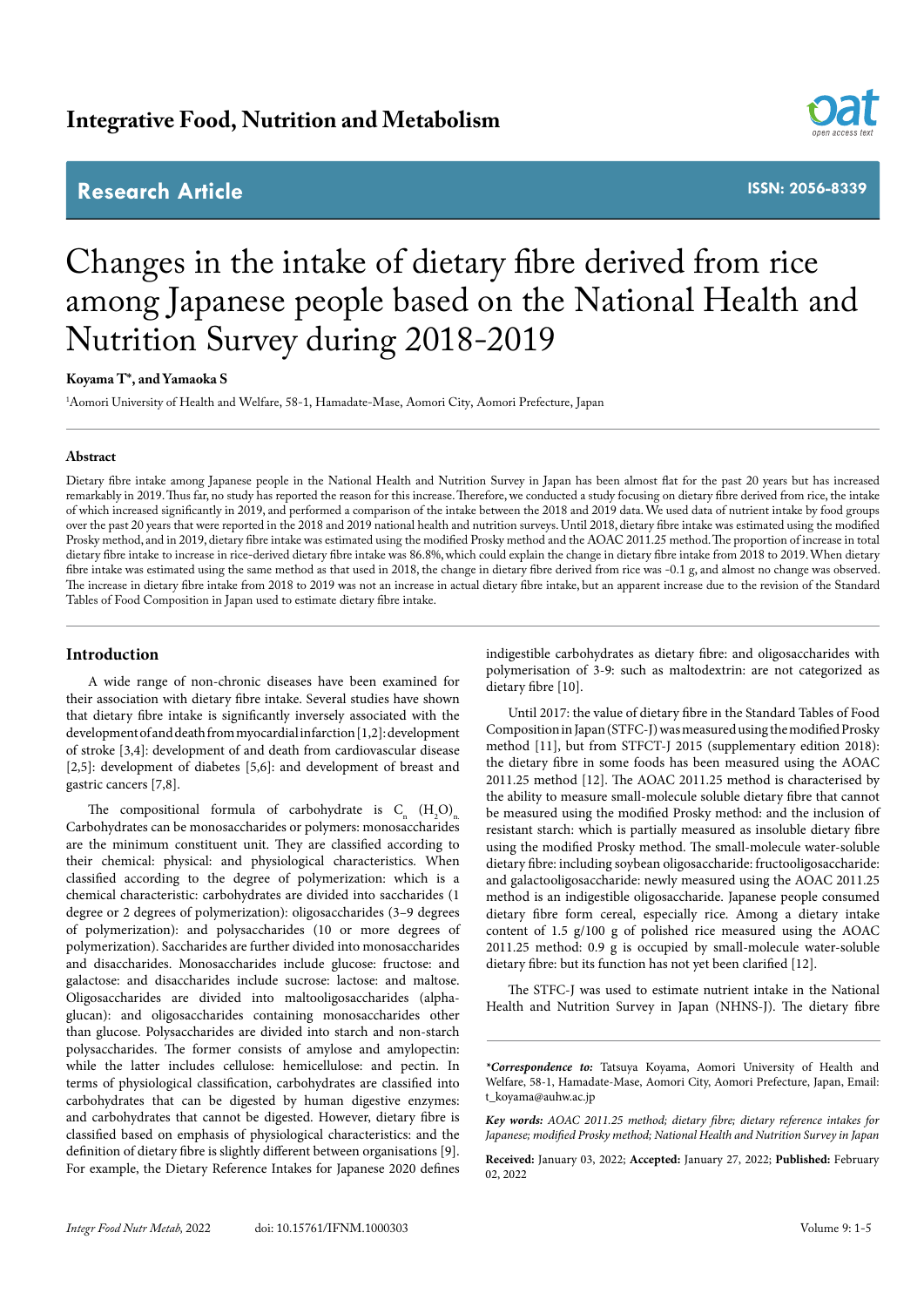Integrative Food, Nutrition and Metabolism

Research Article

ISSN: 2056-8339

# Changes in the intake of dietary fibre derived from rice among Japanese people based on the National Health and Nutrition Survey during 2018-2019

**Koyama T\*, and Yamaoka S**

[1]Aomori University of Health and Welfare, 58-1, Hamadate-Mase, Aomori City, Aomori Prefecture, Japan

### Abstract

Dietary fibre intake among Japanese people in the National Health and Nutrition Survey in Japan has been almost flat for the past 20 years but has increased remarkably in 2019. Thus far, no study has reported the reason for this increase. Therefore, we conducted a study focusing on dietary fibre derived from rice, the intake of which increased significantly in 2019, and performed a comparison of the intake between the 2018 and 2019 data. We used data of nutrient intake by food groups over the past 20 years that were reported in the 2018 and 2019 national health and nutrition surveys. Until 2018, dietary fibre intake was estimated using the modified Prosky method, and in 2019, dietary fibre intake was estimated using the modified Prosky method and the AOAC 2011.25 method. The proportion of increase in total dietary fibre intake to increase in rice-derived dietary fibre intake was 86.8%, which could explain the change in dietary fibre intake from 2018 to 2019. When dietary fibre intake was estimated using the same method as that used in 2018, the change in dietary fibre derived from rice was -0.1 g, and almost no change was observed. The increase in dietary fibre intake from 2018 to 2019 was not an increase in actual dietary fibre intake, but an apparent increase due to the revision of the Standard Tables of Food Composition in Japan used to estimate dietary fibre intake.

## Introduction

A wide range of non-chronic diseases have been examined for their association with dietary fibre intake. Several studies have shown that dietary fibre intake is significantly inversely associated with the development of and death from myocardial infarction [1,2]: development of stroke [3,4]: development of and death from cardiovascular disease [2,5]: development of diabetes [5,6]: and development of breast and gastric cancers [7,8].

The compositional formula of carbohydrate is $C_n$ $(H_2O)_n$. Carbohydrates can be monosaccharides or polymers: monosaccharides are the minimum constituent unit. They are classified according to their chemical: physical: and physiological characteristics. When classified according to the degree of polymerization: which is a chemical characteristic: carbohydrates are divided into saccharides (1 degree or 2 degrees of polymerization): oligosaccharides (3–9 degrees of polymerization): and polysaccharides (10 or more degrees of polymerization). Saccharides are further divided into monosaccharides and disaccharides. Monosaccharides include glucose: fructose: and galactose: and disaccharides include sucrose: lactose: and maltose. Oligosaccharides are divided into maltooligosaccharides (alpha-glucan): and oligosaccharides containing monosaccharides other than glucose. Polysaccharides are divided into starch and non-starch polysaccharides. The former consists of amylose and amylopectin: while the latter includes cellulose: hemicellulose: and pectin. In terms of physiological classification, carbohydrates are classified into carbohydrates that can be digested by human digestive enzymes: and carbohydrates that cannot be digested. However, dietary fibre is classified based on emphasis of physiological characteristics: and the definition of dietary fibre is slightly different between organisations [9]. For example, the Dietary Reference Intakes for Japanese 2020 defines indigestible carbohydrates as dietary fibre: and oligosaccharides with polymerisation of 3-9: such as maltodextrin: are not categorized as dietary fibre [10].

Until 2017: the value of dietary fibre in the Standard Tables of Food Composition in Japan (STFC-J) was measured using the modified Prosky method [11], but from STFCT-J 2015 (supplementary edition 2018): the dietary fibre in some foods has been measured using the AOAC 2011.25 method [12]. The AOAC 2011.25 method is characterised by the ability to measure small-molecule soluble dietary fibre that cannot be measured using the modified Prosky method: and the inclusion of resistant starch: which is partially measured as insoluble dietary fibre using the modified Prosky method. The small-molecule water-soluble dietary fibre: including soybean oligosaccharide: fructooligosaccharide: and galactooligosaccharide: newly measured using the AOAC 2011.25 method is an indigestible oligosaccharide. Japanese people consumed dietary fibre form cereal, especially rice. Among a dietary intake content of 1.5 g/100 g of polished rice measured using the AOAC 2011.25 method: 0.9 g is occupied by small-molecule water-soluble dietary fibre: but its function has not yet been clarified [12].

The STFC-J was used to estimate nutrient intake in the National Health and Nutrition Survey in Japan (NHNS-J). The dietary fibre

---

***Correspondence to:** Tatsuya Koyama, Aomori University of Health and Welfare, 58-1, Hamadate-Mase, Aomori City, Aomori Prefecture, Japan, Email: t_koyama@auhw.ac.jp

***Key words:** AOAC 2011.25 method; dietary fibre; dietary reference intakes for Japanese; modified Prosky method; National Health and Nutrition Survey in Japan*

**Received:** January 03, 2022; **Accepted:** January 27, 2022; **Published:** February 02, 2022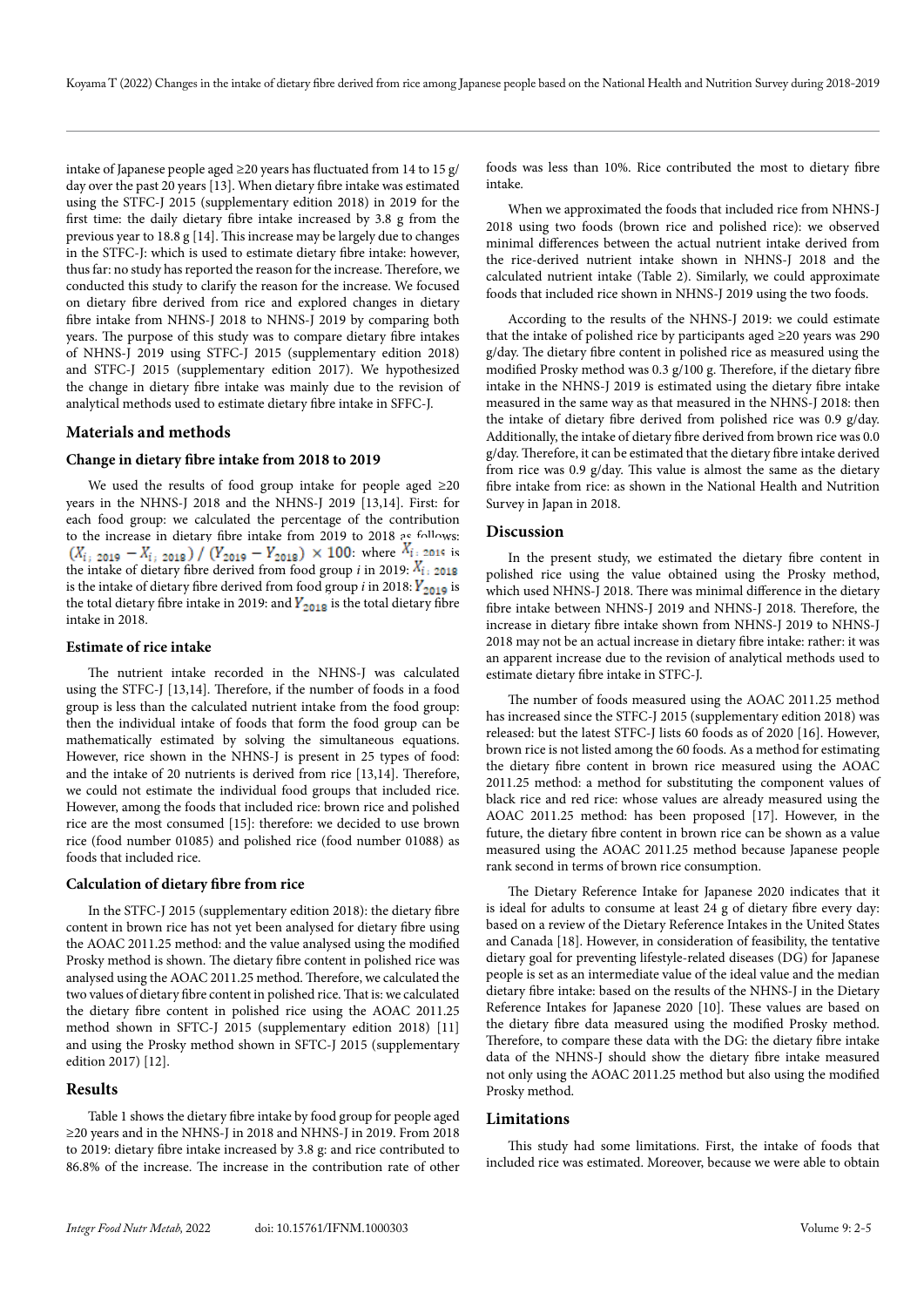intake of Japanese people aged ≥20 years has fluctuated from 14 to 15 g/day over the past 20 years [13]. When dietary fibre intake was estimated using the STFC-J 2015 (supplementary edition 2018) in 2019 for the first time: the daily dietary fibre intake increased by 3.8 g from the previous year to 18.8 g [14]. This increase may be largely due to changes in the STFC-J: which is used to estimate dietary fibre intake: however, thus far: no study has reported the reason for the increase. Therefore, we conducted this study to clarify the reason for the increase. We focused on dietary fibre derived from rice and explored changes in dietary fibre intake from NHNS-J 2018 to NHNS-J 2019 by comparing both years. The purpose of this study was to compare dietary fibre intakes of NHNS-J 2019 using STFC-J 2015 (supplementary edition 2018) and STFC-J 2015 (supplementary edition 2017). We hypothesized the change in dietary fibre intake was mainly due to the revision of analytical methods used to estimate dietary fibre intake in SFFC-J.

## Materials and methods

### Change in dietary fibre intake from 2018 to 2019

We used the results of food group intake for people aged ≥20 years in the NHNS-J 2018 and the NHNS-J 2019 [13,14]. First: for each food group: we calculated the percentage of the contribution to the increase in dietary fibre intake from 2019 to 2018 as follows: $(X_{i;\,2019} - X_{i;\,2018}) / (Y_{2019} - Y_{2018}) \times 100$: where $X_{i;\,2019}$ is the intake of dietary fibre derived from food group *i* in 2019: $X_{i;\,2018}$ is the intake of dietary fibre derived from food group *i* in 2018: $Y_{2019}$ is the total dietary fibre intake in 2019: and $Y_{2018}$ is the total dietary fibre intake in 2018.

### Estimate of rice intake

The nutrient intake recorded in the NHNS-J was calculated using the STFC-J [13,14]. Therefore, if the number of foods in a food group is less than the calculated nutrient intake from the food group: then the individual intake of foods that form the food group can be mathematically estimated by solving the simultaneous equations. However, rice shown in the NHNS-J is present in 25 types of food: and the intake of 20 nutrients is derived from rice [13,14]. Therefore, we could not estimate the individual food groups that included rice. However, among the foods that included rice: brown rice and polished rice are the most consumed [15]: therefore: we decided to use brown rice (food number 01085) and polished rice (food number 01088) as foods that included rice.

### Calculation of dietary fibre from rice

In the STFC-J 2015 (supplementary edition 2018): the dietary fibre content in brown rice has not yet been analysed for dietary fibre using the AOAC 2011.25 method: and the value analysed using the modified Prosky method is shown. The dietary fibre content in polished rice was analysed using the AOAC 2011.25 method. Therefore, we calculated the two values of dietary fibre content in polished rice. That is: we calculated the dietary fibre content in polished rice using the AOAC 2011.25 method shown in SFTC-J 2015 (supplementary edition 2018) [11] and using the Prosky method shown in SFTC-J 2015 (supplementary edition 2017) [12].

## Results

Table 1 shows the dietary fibre intake by food group for people aged ≥20 years and in the NHNS-J in 2018 and NHNS-J in 2019. From 2018 to 2019: dietary fibre intake increased by 3.8 g: and rice contributed to 86.8% of the increase. The increase in the contribution rate of other foods was less than 10%. Rice contributed the most to dietary fibre intake.

When we approximated the foods that included rice from NHNS-J 2018 using two foods (brown rice and polished rice): we observed minimal differences between the actual nutrient intake derived from the rice-derived nutrient intake shown in NHNS-J 2018 and the calculated nutrient intake (Table 2). Similarly, we could approximate foods that included rice shown in NHNS-J 2019 using the two foods.

According to the results of the NHNS-J 2019: we could estimate that the intake of polished rice by participants aged ≥20 years was 290 g/day. The dietary fibre content in polished rice as measured using the modified Prosky method was 0.3 g/100 g. Therefore, if the dietary fibre intake in the NHNS-J 2019 is estimated using the dietary fibre intake measured in the same way as that measured in the NHNS-J 2018: then the intake of dietary fibre derived from polished rice was 0.9 g/day. Additionally, the intake of dietary fibre derived from brown rice was 0.0 g/day. Therefore, it can be estimated that the dietary fibre intake derived from rice was 0.9 g/day. This value is almost the same as the dietary fibre intake from rice: as shown in the National Health and Nutrition Survey in Japan in 2018.

## Discussion

In the present study, we estimated the dietary fibre content in polished rice using the value obtained using the Prosky method, which used NHNS-J 2018. There was minimal difference in the dietary fibre intake between NHNS-J 2019 and NHNS-J 2018. Therefore, the increase in dietary fibre intake shown from NHNS-J 2019 to NHNS-J 2018 may not be an actual increase in dietary fibre intake: rather: it was an apparent increase due to the revision of analytical methods used to estimate dietary fibre intake in STFC-J.

The number of foods measured using the AOAC 2011.25 method has increased since the STFC-J 2015 (supplementary edition 2018) was released: but the latest STFC-J lists 60 foods as of 2020 [16]. However, brown rice is not listed among the 60 foods. As a method for estimating the dietary fibre content in brown rice measured using the AOAC 2011.25 method: a method for substituting the component values of black rice and red rice: whose values are already measured using the AOAC 2011.25 method: has been proposed [17]. However, in the future, the dietary fibre content in brown rice can be shown as a value measured using the AOAC 2011.25 method because Japanese people rank second in terms of brown rice consumption.

The Dietary Reference Intake for Japanese 2020 indicates that it is ideal for adults to consume at least 24 g of dietary fibre every day: based on a review of the Dietary Reference Intakes in the United States and Canada [18]. However, in consideration of feasibility, the tentative dietary goal for preventing lifestyle-related diseases (DG) for Japanese people is set as an intermediate value of the ideal value and the median dietary fibre intake: based on the results of the NHNS-J in the Dietary Reference Intakes for Japanese 2020 [10]. These values are based on the dietary fibre data measured using the modified Prosky method. Therefore, to compare these data with the DG: the dietary fibre intake data of the NHNS-J should show the dietary fibre intake measured not only using the AOAC 2011.25 method but also using the modified Prosky method.

## Limitations

This study had some limitations. First, the intake of foods that included rice was estimated. Moreover, because we were able to obtain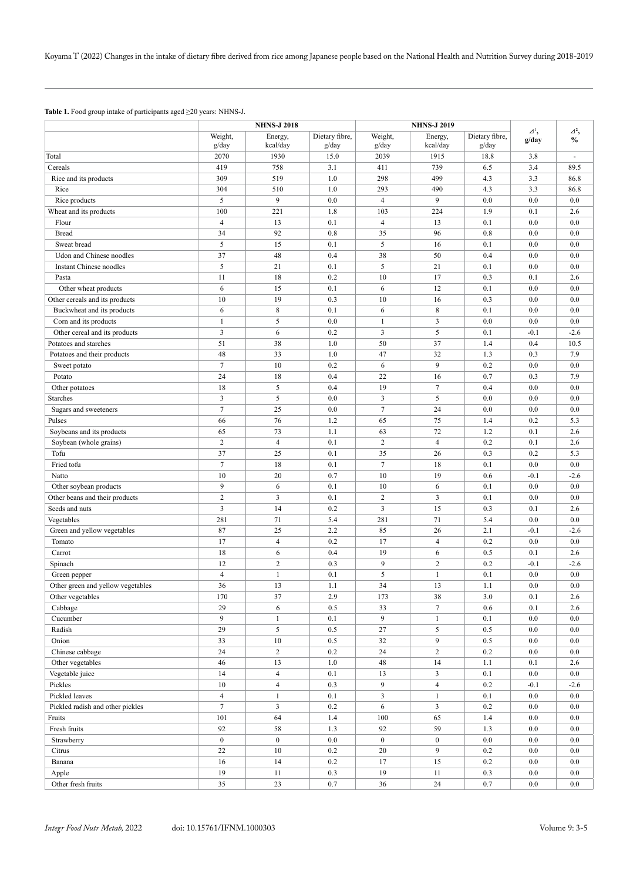**Table 1.** Food group intake of participants aged ≥20 years: NHNS-J.

| | NHNS-J 2018 | | | NHNS-J 2019 | | | $\Delta^1$, g/day | $\Delta^2$, % |
|---|---|---|---|---|---|---|---|---|
| | Weight, g/day | Energy, kcal/day | Dietary fibre, g/day | Weight, g/day | Energy, kcal/day | Dietary fibre, g/day | | |
| Total | 2070 | 1930 | 15.0 | 2039 | 1915 | 18.8 | 3.8 | - |
| Cereals | 419 | 758 | 3.1 | 411 | 739 | 6.5 | 3.4 | 89.5 |
| Rice and its products | 309 | 519 | 1.0 | 298 | 499 | 4.3 | 3.3 | 86.8 |
| Rice | 304 | 510 | 1.0 | 293 | 490 | 4.3 | 3.3 | 86.8 |
| Rice products | 5 | 9 | 0.0 | 4 | 9 | 0.0 | 0.0 | 0.0 |
| Wheat and its products | 100 | 221 | 1.8 | 103 | 224 | 1.9 | 0.1 | 2.6 |
| Flour | 4 | 13 | 0.1 | 4 | 13 | 0.1 | 0.0 | 0.0 |
| Bread | 34 | 92 | 0.8 | 35 | 96 | 0.8 | 0.0 | 0.0 |
| Sweat bread | 5 | 15 | 0.1 | 5 | 16 | 0.1 | 0.0 | 0.0 |
| Udon and Chinese noodles | 37 | 48 | 0.4 | 38 | 50 | 0.4 | 0.0 | 0.0 |
| Instant Chinese noodles | 5 | 21 | 0.1 | 5 | 21 | 0.1 | 0.0 | 0.0 |
| Pasta | 11 | 18 | 0.2 | 10 | 17 | 0.3 | 0.1 | 2.6 |
| Other wheat products | 6 | 15 | 0.1 | 6 | 12 | 0.1 | 0.0 | 0.0 |
| Other cereals and its products | 10 | 19 | 0.3 | 10 | 16 | 0.3 | 0.0 | 0.0 |
| Buckwheat and its products | 6 | 8 | 0.1 | 6 | 8 | 0.1 | 0.0 | 0.0 |
| Corn and its products | 1 | 5 | 0.0 | 1 | 3 | 0.0 | 0.0 | 0.0 |
| Other cereal and its products | 3 | 6 | 0.2 | 3 | 5 | 0.1 | -0.1 | -2.6 |
| Potatoes and starches | 51 | 38 | 1.0 | 50 | 37 | 1.4 | 0.4 | 10.5 |
| Potatoes and their products | 48 | 33 | 1.0 | 47 | 32 | 1.3 | 0.3 | 7.9 |
| Sweet potato | 7 | 10 | 0.2 | 6 | 9 | 0.2 | 0.0 | 0.0 |
| Potato | 24 | 18 | 0.4 | 22 | 16 | 0.7 | 0.3 | 7.9 |
| Other potatoes | 18 | 5 | 0.4 | 19 | 7 | 0.4 | 0.0 | 0.0 |
| Starches | 3 | 5 | 0.0 | 3 | 5 | 0.0 | 0.0 | 0.0 |
| Sugars and sweeteners | 7 | 25 | 0.0 | 7 | 24 | 0.0 | 0.0 | 0.0 |
| Pulses | 66 | 76 | 1.2 | 65 | 75 | 1.4 | 0.2 | 5.3 |
| Soybeans and its products | 65 | 73 | 1.1 | 63 | 72 | 1.2 | 0.1 | 2.6 |
| Soybean (whole grains) | 2 | 4 | 0.1 | 2 | 4 | 0.2 | 0.1 | 2.6 |
| Tofu | 37 | 25 | 0.1 | 35 | 26 | 0.3 | 0.2 | 5.3 |
| Fried tofu | 7 | 18 | 0.1 | 7 | 18 | 0.1 | 0.0 | 0.0 |
| Natto | 10 | 20 | 0.7 | 10 | 19 | 0.6 | -0.1 | -2.6 |
| Other soybean products | 9 | 6 | 0.1 | 10 | 6 | 0.1 | 0.0 | 0.0 |
| Other beans and their products | 2 | 3 | 0.1 | 2 | 3 | 0.1 | 0.0 | 0.0 |
| Seeds and nuts | 3 | 14 | 0.2 | 3 | 15 | 0.3 | 0.1 | 2.6 |
| Vegetables | 281 | 71 | 5.4 | 281 | 71 | 5.4 | 0.0 | 0.0 |
| Green and yellow vegetables | 87 | 25 | 2.2 | 85 | 26 | 2.1 | -0.1 | -2.6 |
| Tomato | 17 | 4 | 0.2 | 17 | 4 | 0.2 | 0.0 | 0.0 |
| Carrot | 18 | 6 | 0.4 | 19 | 6 | 0.5 | 0.1 | 2.6 |
| Spinach | 12 | 2 | 0.3 | 9 | 2 | 0.2 | -0.1 | -2.6 |
| Green pepper | 4 | 1 | 0.1 | 5 | 1 | 0.1 | 0.0 | 0.0 |
| Other green and yellow vegetables | 36 | 13 | 1.1 | 34 | 13 | 1.1 | 0.0 | 0.0 |
| Other vegetables | 170 | 37 | 2.9 | 173 | 38 | 3.0 | 0.1 | 2.6 |
| Cabbage | 29 | 6 | 0.5 | 33 | 7 | 0.6 | 0.1 | 2.6 |
| Cucumber | 9 | 1 | 0.1 | 9 | 1 | 0.1 | 0.0 | 0.0 |
| Radish | 29 | 5 | 0.5 | 27 | 5 | 0.5 | 0.0 | 0.0 |
| Onion | 33 | 10 | 0.5 | 32 | 9 | 0.5 | 0.0 | 0.0 |
| Chinese cabbage | 24 | 2 | 0.2 | 24 | 2 | 0.2 | 0.0 | 0.0 |
| Other vegetables | 46 | 13 | 1.0 | 48 | 14 | 1.1 | 0.1 | 2.6 |
| Vegetable juice | 14 | 4 | 0.1 | 13 | 3 | 0.1 | 0.0 | 0.0 |
| Pickles | 10 | 4 | 0.3 | 9 | 4 | 0.2 | -0.1 | -2.6 |
| Pickled leaves | 4 | 1 | 0.1 | 3 | 1 | 0.1 | 0.0 | 0.0 |
| Pickled radish and other pickles | 7 | 3 | 0.2 | 6 | 3 | 0.2 | 0.0 | 0.0 |
| Fruits | 101 | 64 | 1.4 | 100 | 65 | 1.4 | 0.0 | 0.0 |
| Fresh fruits | 92 | 58 | 1.3 | 92 | 59 | 1.3 | 0.0 | 0.0 |
| Strawberry | 0 | 0 | 0.0 | 0 | 0 | 0.0 | 0.0 | 0.0 |
| Citrus | 22 | 10 | 0.2 | 20 | 9 | 0.2 | 0.0 | 0.0 |
| Banana | 16 | 14 | 0.2 | 17 | 15 | 0.2 | 0.0 | 0.0 |
| Apple | 19 | 11 | 0.3 | 19 | 11 | 0.3 | 0.0 | 0.0 |
| Other fresh fruits | 35 | 23 | 0.7 | 36 | 24 | 0.7 | 0.0 | 0.0 |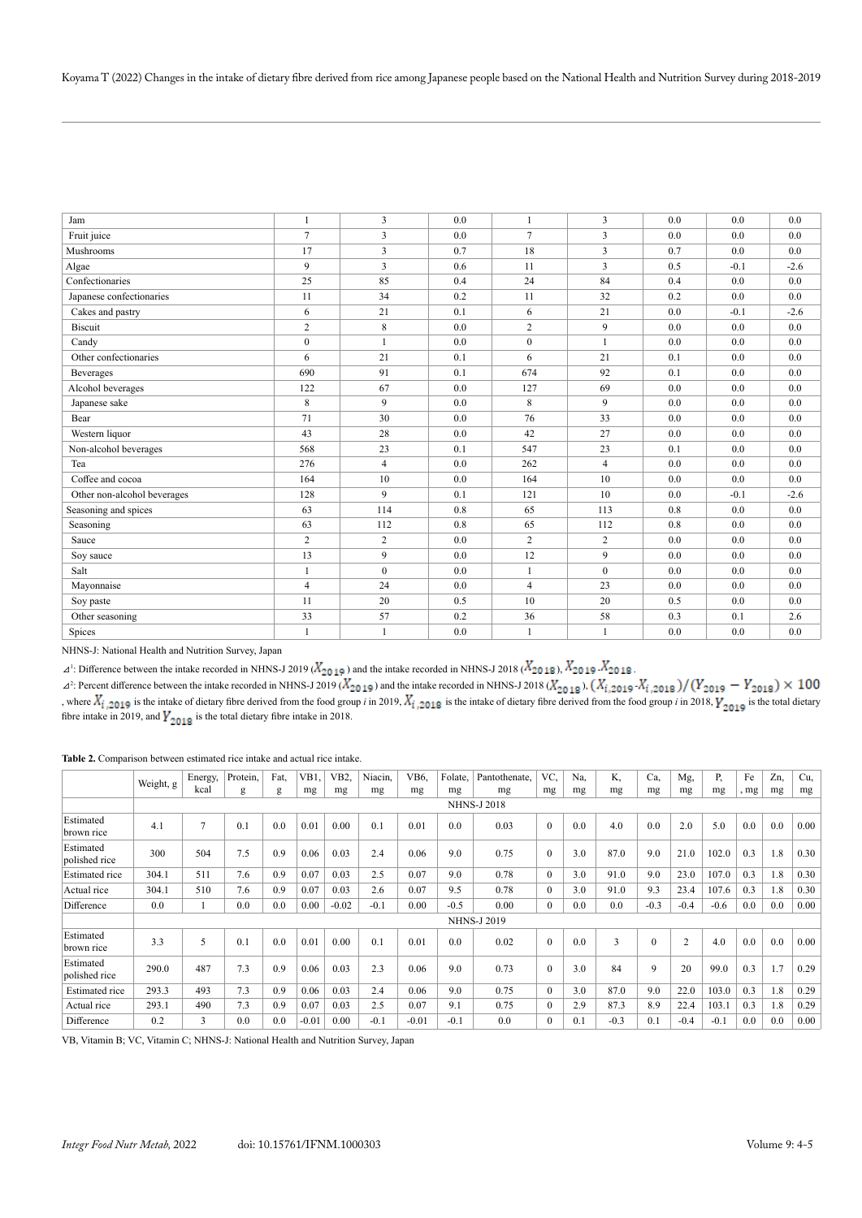| Jam | 1 | 3 | 0.0 | 1 | 3 | 0.0 | 0.0 | 0.0 |
|---|---|---|---|---|---|---|---|---|
| Fruit juice | 7 | 3 | 0.0 | 7 | 3 | 0.0 | 0.0 | 0.0 |
| Mushrooms | 17 | 3 | 0.7 | 18 | 3 | 0.7 | 0.0 | 0.0 |
| Algae | 9 | 3 | 0.6 | 11 | 3 | 0.5 | -0.1 | -2.6 |
| Confectionaries | 25 | 85 | 0.4 | 24 | 84 | 0.4 | 0.0 | 0.0 |
| Japanese confectionaries | 11 | 34 | 0.2 | 11 | 32 | 0.2 | 0.0 | 0.0 |
| Cakes and pastry | 6 | 21 | 0.1 | 6 | 21 | 0.0 | -0.1 | -2.6 |
| Biscuit | 2 | 8 | 0.0 | 2 | 9 | 0.0 | 0.0 | 0.0 |
| Candy | 0 | 1 | 0.0 | 0 | 1 | 0.0 | 0.0 | 0.0 |
| Other confectionaries | 6 | 21 | 0.1 | 6 | 21 | 0.1 | 0.0 | 0.0 |
| Beverages | 690 | 91 | 0.1 | 674 | 92 | 0.1 | 0.0 | 0.0 |
| Alcohol beverages | 122 | 67 | 0.0 | 127 | 69 | 0.0 | 0.0 | 0.0 |
| Japanese sake | 8 | 9 | 0.0 | 8 | 9 | 0.0 | 0.0 | 0.0 |
| Bear | 71 | 30 | 0.0 | 76 | 33 | 0.0 | 0.0 | 0.0 |
| Western liquor | 43 | 28 | 0.0 | 42 | 27 | 0.0 | 0.0 | 0.0 |
| Non-alcohol beverages | 568 | 23 | 0.1 | 547 | 23 | 0.1 | 0.0 | 0.0 |
| Tea | 276 | 4 | 0.0 | 262 | 4 | 0.0 | 0.0 | 0.0 |
| Coffee and cocoa | 164 | 10 | 0.0 | 164 | 10 | 0.0 | 0.0 | 0.0 |
| Other non-alcohol beverages | 128 | 9 | 0.1 | 121 | 10 | 0.0 | -0.1 | -2.6 |
| Seasoning and spices | 63 | 114 | 0.8 | 65 | 113 | 0.8 | 0.0 | 0.0 |
| Seasoning | 63 | 112 | 0.8 | 65 | 112 | 0.8 | 0.0 | 0.0 |
| Sauce | 2 | 2 | 0.0 | 2 | 2 | 0.0 | 0.0 | 0.0 |
| Soy sauce | 13 | 9 | 0.0 | 12 | 9 | 0.0 | 0.0 | 0.0 |
| Salt | 1 | 0 | 0.0 | 1 | 0 | 0.0 | 0.0 | 0.0 |
| Mayonnaise | 4 | 24 | 0.0 | 4 | 23 | 0.0 | 0.0 | 0.0 |
| Soy paste | 11 | 20 | 0.5 | 10 | 20 | 0.5 | 0.0 | 0.0 |
| Other seasoning | 33 | 57 | 0.2 | 36 | 58 | 0.3 | 0.1 | 2.6 |
| Spices | 1 | 1 | 0.0 | 1 | 1 | 0.0 | 0.0 | 0.0 |

NHNS-J: National Health and Nutrition Survey, Japan

⊿[1]: Difference between the intake recorded in NHNS-J 2019 ($X_{2019}$) and the intake recorded in NHNS-J 2018 ($X_{2018}$), $X_{2019}$-$X_{2018}$.

⊿[2]: Percent difference between the intake recorded in NHNS-J 2019 ($X_{2019}$) and the intake recorded in NHNS-J 2018 ($X_{2018}$), $(X_{i,2019}-X_{i,2018})/(Y_{2019}-Y_{2018}) \times 100$, where $X_{i,2019}$ is the intake of dietary fibre derived from the food group *i* in 2019, $X_{i,2018}$ is the intake of dietary fibre derived from the food group *i* in 2018, $Y_{2019}$ is the total dietary fibre intake in 2019, and $Y_{2018}$ is the total dietary fibre intake in 2018.

**Table 2.** Comparison between estimated rice intake and actual rice intake.

| | Weight, g | Energy, kcal | Protein, g | Fat, g | VB1, mg | VB2, mg | Niacin, mg | VB6, mg | Folate, mg | Pantothenate, mg | VC, mg | Na, mg | K, mg | Ca, mg | Mg, mg | P, mg | Fe, mg | Zn, mg | Cu, mg |
|---|---|---|---|---|---|---|---|---|---|---|---|---|---|---|---|---|---|---|---|
| | NHNS-J 2018 | | | | | | | | | | | | | | | | | | |
| Estimated brown rice | 4.1 | 7 | 0.1 | 0.0 | 0.01 | 0.00 | 0.1 | 0.01 | 0.0 | 0.03 | 0 | 0.0 | 4.0 | 0.0 | 2.0 | 5.0 | 0.0 | 0.0 | 0.00 |
| Estimated polished rice | 300 | 504 | 7.5 | 0.9 | 0.06 | 0.03 | 2.4 | 0.06 | 9.0 | 0.75 | 0 | 3.0 | 87.0 | 9.0 | 21.0 | 102.0 | 0.3 | 1.8 | 0.30 |
| Estimated rice | 304.1 | 511 | 7.6 | 0.9 | 0.07 | 0.03 | 2.5 | 0.07 | 9.0 | 0.78 | 0 | 3.0 | 91.0 | 9.0 | 23.0 | 107.0 | 0.3 | 1.8 | 0.30 |
| Actual rice | 304.1 | 510 | 7.6 | 0.9 | 0.07 | 0.03 | 2.6 | 0.07 | 9.5 | 0.78 | 0 | 3.0 | 91.0 | 9.3 | 23.4 | 107.6 | 0.3 | 1.8 | 0.30 |
| Difference | 0.0 | 1 | 0.0 | 0.0 | 0.00 | -0.02 | -0.1 | 0.00 | -0.5 | 0.00 | 0 | 0.0 | 0.0 | -0.3 | -0.4 | -0.6 | 0.0 | 0.0 | 0.00 |
| | NHNS-J 2019 | | | | | | | | | | | | | | | | | | |
| Estimated brown rice | 3.3 | 5 | 0.1 | 0.0 | 0.01 | 0.00 | 0.1 | 0.01 | 0.0 | 0.02 | 0 | 0.0 | 3 | 0 | 2 | 4.0 | 0.0 | 0.0 | 0.00 |
| Estimated polished rice | 290.0 | 487 | 7.3 | 0.9 | 0.06 | 0.03 | 2.3 | 0.06 | 9.0 | 0.73 | 0 | 3.0 | 84 | 9 | 20 | 99.0 | 0.3 | 1.7 | 0.29 |
| Estimated rice | 293.3 | 493 | 7.3 | 0.9 | 0.06 | 0.03 | 2.4 | 0.06 | 9.0 | 0.75 | 0 | 3.0 | 87.0 | 9.0 | 22.0 | 103.0 | 0.3 | 1.8 | 0.29 |
| Actual rice | 293.1 | 490 | 7.3 | 0.9 | 0.07 | 0.03 | 2.5 | 0.07 | 9.1 | 0.75 | 0 | 2.9 | 87.3 | 8.9 | 22.4 | 103.1 | 0.3 | 1.8 | 0.29 |
| Difference | 0.2 | 3 | 0.0 | 0.0 | -0.01 | 0.00 | -0.1 | -0.01 | -0.1 | 0.0 | 0 | 0.1 | -0.3 | 0.1 | -0.4 | -0.1 | 0.0 | 0.0 | 0.00 |

VB, Vitamin B; VC, Vitamin C; NHNS-J: National Health and Nutrition Survey, Japan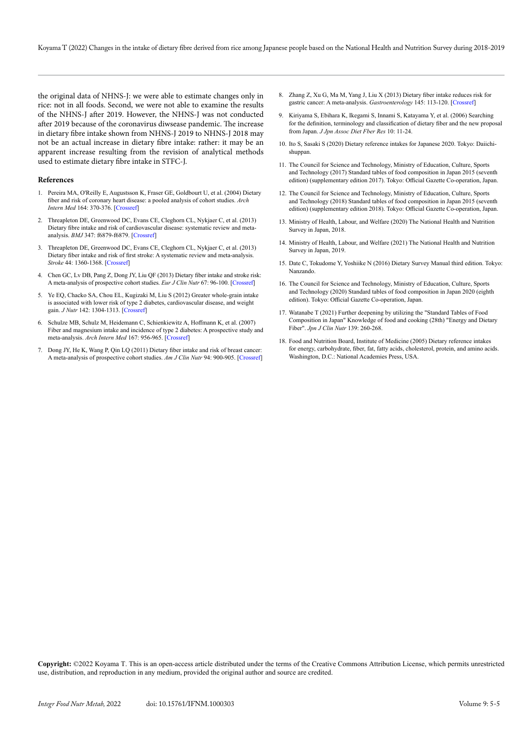the original data of NHNS-J: we were able to estimate changes only in rice: not in all foods. Second, we were not able to examine the results of the NHNS-J after 2019. However, the NHNS-J was not conducted after 2019 because of the coronavirus diswease pandemic. The increase in dietary fibre intake shown from NHNS-J 2019 to NHNS-J 2018 may not be an actual increase in dietary fibre intake: rather: it may be an apparent increase resulting from the revision of analytical methods used to estimate dietary fibre intake in STFC-J.

## References

1. Pereira MA, O'Reilly E, Augustsson K, Fraser GE, Goldbourt U, et al. (2004) Dietary fiber and risk of coronary heart disease: a pooled analysis of cohort studies. *Arch Intern Med* 164: 370-376. [Crossref]
2. Threapleton DE, Greenwood DC, Evans CE, Cleghorn CL, Nykjaer C, et al. (2013) Dietary fibre intake and risk of cardiovascular disease: systematic review and meta-analysis. *BMJ* 347: f6879-f6879. [Crossref]
3. Threapleton DE, Greenwood DC, Evans CE, Cleghorn CL, Nykjaer C, et al. (2013) Dietary fiber intake and risk of first stroke: A systematic review and meta-analysis. *Stroke* 44: 1360-1368. [Crossref]
4. Chen GC, Lv DB, Pang Z, Dong JY, Liu QF (2013) Dietary fiber intake and stroke risk: A meta-analysis of prospective cohort studies. *Eur J Clin Nutr* 67: 96-100. [Crossref]
5. Ye EQ, Chacko SA, Chou EL, Kugizaki M, Liu S (2012) Greater whole-grain intake is associated with lower risk of type 2 diabetes, cardiovascular disease, and weight gain. *J Nutr* 142: 1304-1313. [Crossref]
6. Schulze MB, Schulz M, Heidemann C, Schienkiewitz A, Hoffmann K, et al. (2007) Fiber and magnesium intake and incidence of type 2 diabetes: A prospective study and meta-analysis. *Arch Intern Med* 167: 956-965. [Crossref]
7. Dong JY, He K, Wang P, Qin LQ (2011) Dietary fiber intake and risk of breast cancer: A meta-analysis of prospective cohort studies. *Am J Clin Nutr* 94: 900-905. [Crossref]
8. Zhang Z, Xu G, Ma M, Yang J, Liu X (2013) Dietary fiber intake reduces risk for gastric cancer: A meta-analysis. *Gastroenterology* 145: 113-120. [Crossref]
9. Kiriyama S, Ebihara K, Ikegami S, Innami S, Katayama Y, et al. (2006) Searching for the definition, terminology and classification of dietary fiber and the new proposal from Japan. *J Jpn Assoc Diet Fber Res* 10: 11-24.
10. Ito S, Sasaki S (2020) Dietary reference intakes for Japanese 2020. Tokyo: Daiichi-shuppan.
11. The Council for Science and Technology, Ministry of Education, Culture, Sports and Technology (2017) Standard tables of food composition in Japan 2015 (seventh edition) (supplementary edition 2017). Tokyo: Official Gazette Co-operation, Japan.
12. The Council for Science and Technology, Ministry of Education, Culture, Sports and Technology (2018) Standard tables of food composition in Japan 2015 (seventh edition) (supplementary edition 2018). Tokyo: Official Gazette Co-operation, Japan.
13. Ministry of Health, Labour, and Welfare (2020) The National Health and Nutrition Survey in Japan, 2018.
14. Ministry of Health, Labour, and Welfare (2021) The National Health and Nutrition Survey in Japan, 2019.
15. Date C, Tokudome Y, Yoshiike N (2016) Dietary Survey Manual third edition. Tokyo: Nanzando.
16. The Council for Science and Technology, Ministry of Education, Culture, Sports and Technology (2020) Standard tables of food composition in Japan 2020 (eighth edition). Tokyo: Official Gazette Co-operation, Japan.
17. Watanabe T (2021) Further deepening by utilizing the "Standard Tables of Food Composition in Japan" Knowledge of food and cooking (28th) "Energy and Dietary Fiber". *Jpn J Clin Nutr* 139: 260-268.
18. Food and Nutrition Board, Institute of Medicine (2005) Dietary reference intakes for energy, carbohydrate, fiber, fat, fatty acids, cholesterol, protein, and amino acids. Washington, D.C.: National Academies Press, USA.

**Copyright:** ©2022 Koyama T. This is an open-access article distributed under the terms of the Creative Commons Attribution License, which permits unrestricted use, distribution, and reproduction in any medium, provided the original author and source are credited.